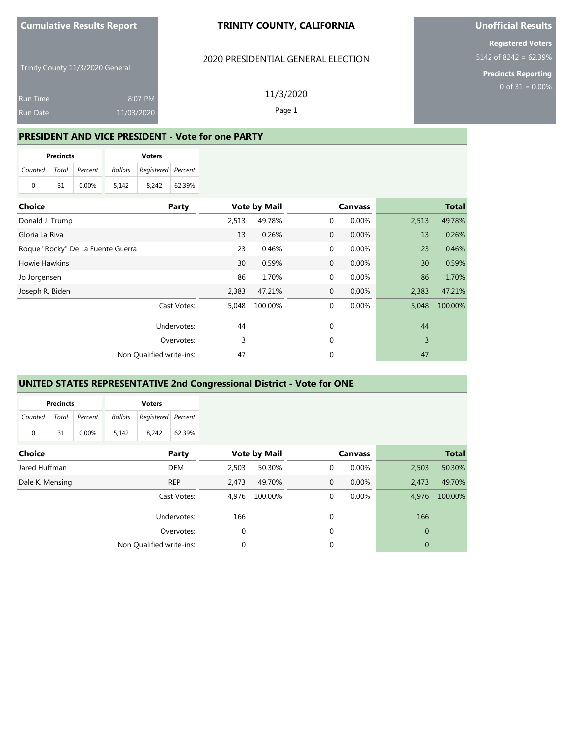**Cumulative Results Report**

Trinity County 11/3/2020 General

Run Time 8:07 PM
Run Date 11/03/2020

# TRINITY COUNTY, CALIFORNIA

2020 PRESIDENTIAL GENERAL ELECTION

11/3/2020

**Unofficial Results**

**Registered Voters**
5142 of 8242 = 62.39%

**Precincts Reporting**
0 of 31 = 0.00%

## PRESIDENT AND VICE PRESIDENT - Vote for one PARTY

| Precincts | | | Voters | | |
|---|---|---|---|---|---|
| Counted | Total | Percent | Ballots | Registered | Percent |
| 0 | 31 | 0.00% | 5,142 | 8,242 | 62.39% |

| Choice | Party | Vote by Mail | | Canvass | | Total | |
|---|---|---|---|---|---|---|---|
| Donald J. Trump | | 2,513 | 49.78% | 0 | 0.00% | 2,513 | 49.78% |
| Gloria La Riva | | 13 | 0.26% | 0 | 0.00% | 13 | 0.26% |
| Roque "Rocky" De La Fuente Guerra | | 23 | 0.46% | 0 | 0.00% | 23 | 0.46% |
| Howie Hawkins | | 30 | 0.59% | 0 | 0.00% | 30 | 0.59% |
| Jo Jorgensen | | 86 | 1.70% | 0 | 0.00% | 86 | 1.70% |
| Joseph R. Biden | | 2,383 | 47.21% | 0 | 0.00% | 2,383 | 47.21% |
| | Cast Votes: | 5,048 | 100.00% | 0 | 0.00% | 5,048 | 100.00% |
| | Undervotes: | 44 | | 0 | | 44 | |
| | Overvotes: | 3 | | 0 | | 3 | |
| | Non Qualified write-ins: | 47 | | 0 | | 47 | |

## UNITED STATES REPRESENTATIVE 2nd Congressional District - Vote for ONE

| Precincts | | | Voters | | |
|---|---|---|---|---|---|
| Counted | Total | Percent | Ballots | Registered | Percent |
| 0 | 31 | 0.00% | 5,142 | 8,242 | 62.39% |

| Choice | Party | Vote by Mail | | Canvass | | Total | |
|---|---|---|---|---|---|---|---|
| Jared Huffman | DEM | 2,503 | 50.30% | 0 | 0.00% | 2,503 | 50.30% |
| Dale K. Mensing | REP | 2,473 | 49.70% | 0 | 0.00% | 2,473 | 49.70% |
| | Cast Votes: | 4,976 | 100.00% | 0 | 0.00% | 4,976 | 100.00% |
| | Undervotes: | 166 | | 0 | | 166 | |
| | Overvotes: | 0 | | 0 | | 0 | |
| | Non Qualified write-ins: | 0 | | 0 | | 0 | |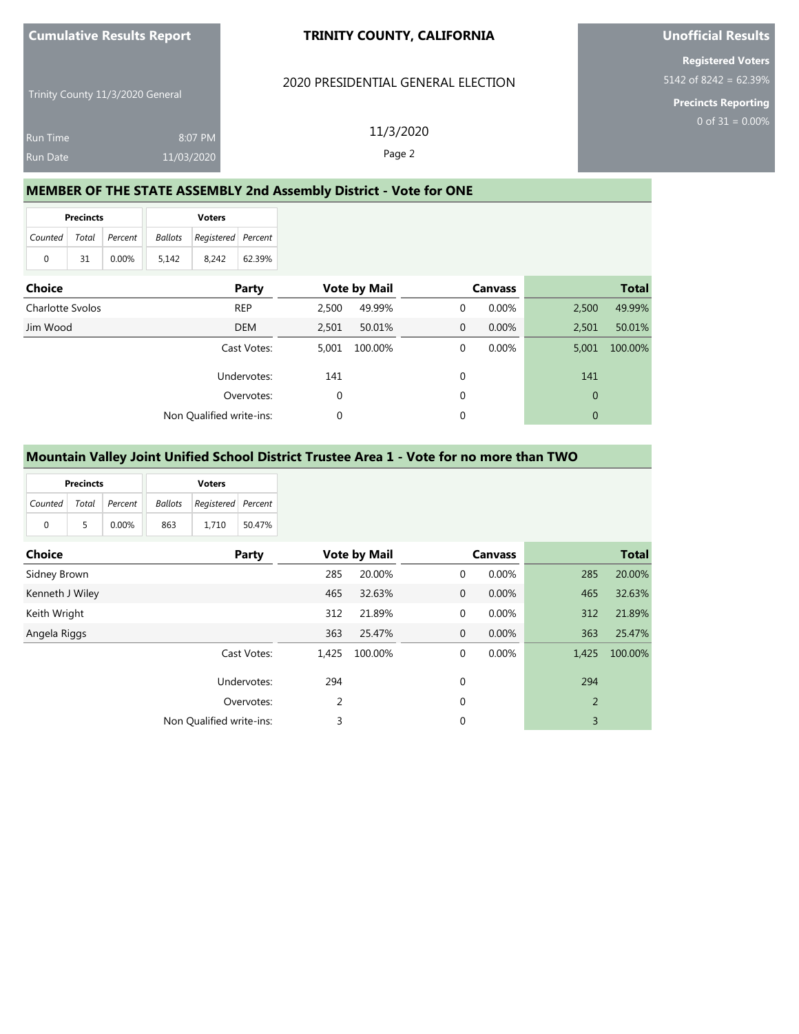Cumulative Results Report

Trinity County 11/3/2020 General

Run Time 8:07 PM

Run Date 11/03/2020

**TRINITY COUNTY, CALIFORNIA**

2020 PRESIDENTIAL GENERAL ELECTION

11/3/2020

**Unofficial Results**

**Registered Voters**

5142 of 8242 = 62.39%

**Precincts Reporting**

0 of 31 = 0.00%

## MEMBER OF THE STATE ASSEMBLY 2nd Assembly District - Vote for ONE

| Precincts | | | Voters | | |
|---|---|---|---|---|---|
| Counted | Total | Percent | Ballots | Registered | Percent |
| 0 | 31 | 0.00% | 5,142 | 8,242 | 62.39% |

| Choice | Party | Vote by Mail | | Canvass | | Total | |
|---|---|---|---|---|---|---|---|
| Charlotte Svolos | REP | 2,500 | 49.99% | 0 | 0.00% | 2,500 | 49.99% |
| Jim Wood | DEM | 2,501 | 50.01% | 0 | 0.00% | 2,501 | 50.01% |
| | Cast Votes: | 5,001 | 100.00% | 0 | 0.00% | 5,001 | 100.00% |
| | Undervotes: | 141 | | 0 | | 141 | |
| | Overvotes: | 0 | | 0 | | 0 | |
| | Non Qualified write-ins: | 0 | | 0 | | 0 | |

## Mountain Valley Joint Unified School District Trustee Area 1 - Vote for no more than TWO

| Precincts | | | Voters | | |
|---|---|---|---|---|---|
| Counted | Total | Percent | Ballots | Registered | Percent |
| 0 | 5 | 0.00% | 863 | 1,710 | 50.47% |

| Choice | Party | Vote by Mail | | Canvass | | Total | |
|---|---|---|---|---|---|---|---|
| Sidney Brown | | 285 | 20.00% | 0 | 0.00% | 285 | 20.00% |
| Kenneth J Wiley | | 465 | 32.63% | 0 | 0.00% | 465 | 32.63% |
| Keith Wright | | 312 | 21.89% | 0 | 0.00% | 312 | 21.89% |
| Angela Riggs | | 363 | 25.47% | 0 | 0.00% | 363 | 25.47% |
| | Cast Votes: | 1,425 | 100.00% | 0 | 0.00% | 1,425 | 100.00% |
| | Undervotes: | 294 | | 0 | | 294 | |
| | Overvotes: | 2 | | 0 | | 2 | |
| | Non Qualified write-ins: | 3 | | 0 | | 3 | |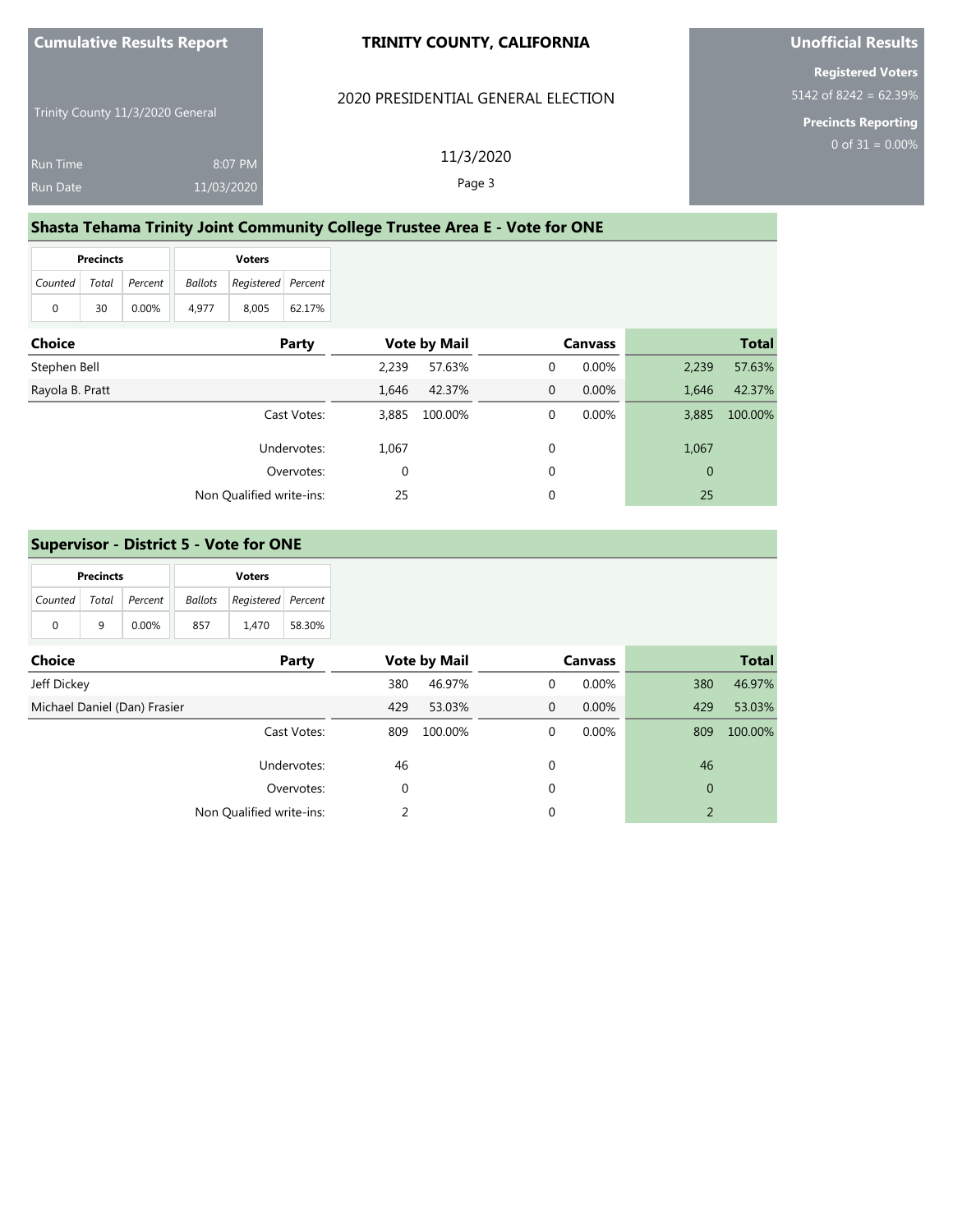## Shasta Tehama Trinity Joint Community College Trustee Area E - Vote for ONE

| Precincts | | | Voters | | |
|---|---|---|---|---|---|
| Counted | Total | Percent | Ballots | Registered | Percent |
| 0 | 30 | 0.00% | 4,977 | 8,005 | 62.17% |

| Choice | Party | Vote by Mail | | Canvass | | Total | |
|---|---|---|---|---|---|---|---|
| Stephen Bell | | 2,239 | 57.63% | 0 | 0.00% | 2,239 | 57.63% |
| Rayola B. Pratt | | 1,646 | 42.37% | 0 | 0.00% | 1,646 | 42.37% |
| | Cast Votes: | 3,885 | 100.00% | 0 | 0.00% | 3,885 | 100.00% |
| | Undervotes: | 1,067 | | 0 | | 1,067 | |
| | Overvotes: | 0 | | 0 | | 0 | |
| | Non Qualified write-ins: | 25 | | 0 | | 25 | |

## Supervisor - District 5 - Vote for ONE

| Precincts | | | Voters | | |
|---|---|---|---|---|---|
| Counted | Total | Percent | Ballots | Registered | Percent |
| 0 | 9 | 0.00% | 857 | 1,470 | 58.30% |

| Choice | Party | Vote by Mail | | Canvass | | Total | |
|---|---|---|---|---|---|---|---|
| Jeff Dickey | | 380 | 46.97% | 0 | 0.00% | 380 | 46.97% |
| Michael Daniel (Dan) Frasier | | 429 | 53.03% | 0 | 0.00% | 429 | 53.03% |
| | Cast Votes: | 809 | 100.00% | 0 | 0.00% | 809 | 100.00% |
| | Undervotes: | 46 | | 0 | | 46 | |
| | Overvotes: | 0 | | 0 | | 0 | |
| | Non Qualified write-ins: | 2 | | 0 | | 2 | |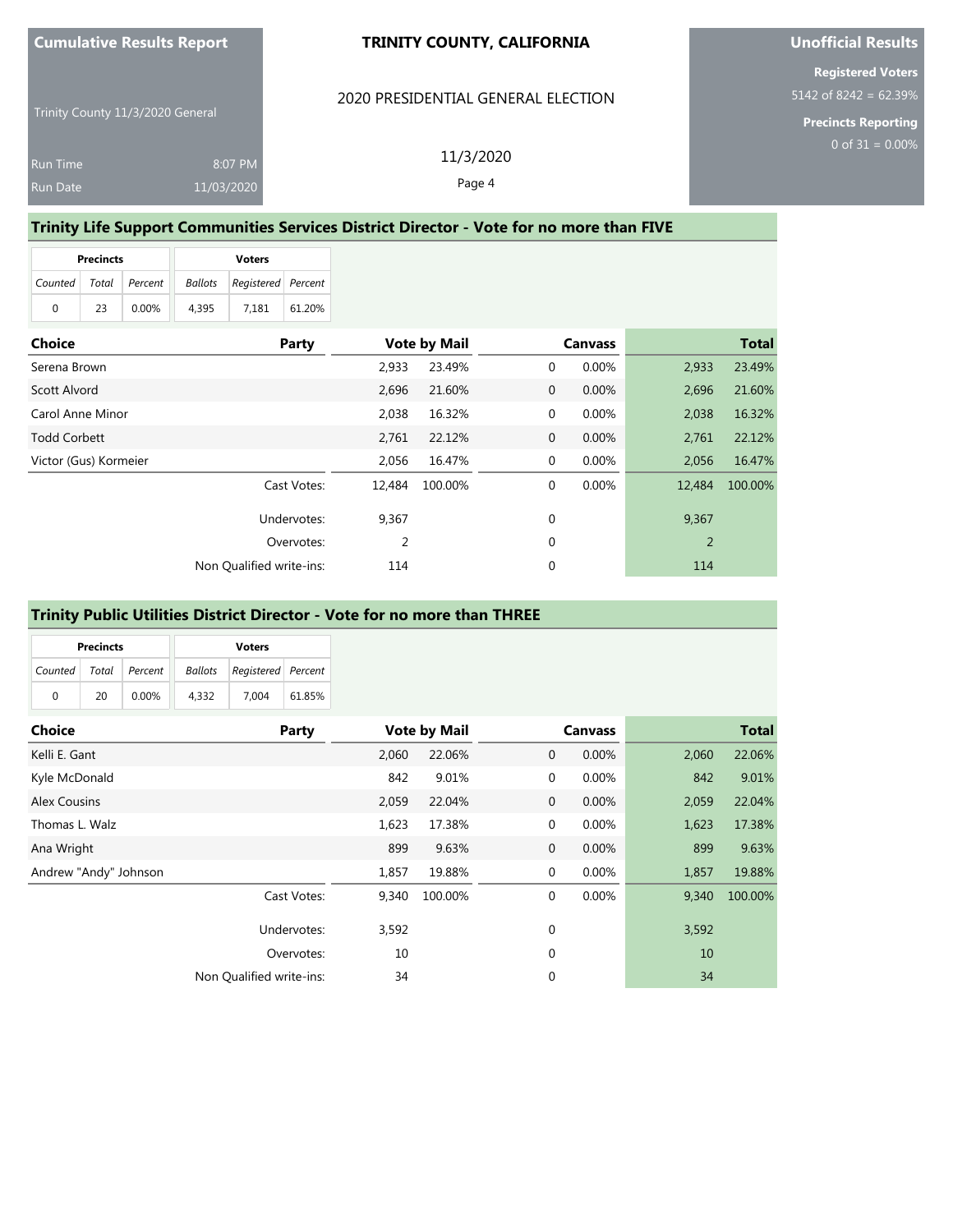## Trinity Life Support Communities Services District Director - Vote for no more than FIVE

| Precincts | | | Voters | | |
|---|---|---|---|---|---|
| Counted | Total | Percent | Ballots | Registered | Percent |
| 0 | 23 | 0.00% | 4,395 | 7,181 | 61.20% |

| Choice | Party | Vote by Mail | | Canvass | | Total | |
|---|---|---|---|---|---|---|---|
| Serena Brown | | 2,933 | 23.49% | 0 | 0.00% | 2,933 | 23.49% |
| Scott Alvord | | 2,696 | 21.60% | 0 | 0.00% | 2,696 | 21.60% |
| Carol Anne Minor | | 2,038 | 16.32% | 0 | 0.00% | 2,038 | 16.32% |
| Todd Corbett | | 2,761 | 22.12% | 0 | 0.00% | 2,761 | 22.12% |
| Victor (Gus) Kormeier | | 2,056 | 16.47% | 0 | 0.00% | 2,056 | 16.47% |
| | Cast Votes: | 12,484 | 100.00% | 0 | 0.00% | 12,484 | 100.00% |
| | Undervotes: | 9,367 | | 0 | | 9,367 | |
| | Overvotes: | 2 | | 0 | | 2 | |
| | Non Qualified write-ins: | 114 | | 0 | | 114 | |

## Trinity Public Utilities District Director - Vote for no more than THREE

| Precincts | | | Voters | | |
|---|---|---|---|---|---|
| Counted | Total | Percent | Ballots | Registered | Percent |
| 0 | 20 | 0.00% | 4,332 | 7,004 | 61.85% |

| Choice | Party | Vote by Mail | | Canvass | | Total | |
|---|---|---|---|---|---|---|---|
| Kelli E. Gant | | 2,060 | 22.06% | 0 | 0.00% | 2,060 | 22.06% |
| Kyle McDonald | | 842 | 9.01% | 0 | 0.00% | 842 | 9.01% |
| Alex Cousins | | 2,059 | 22.04% | 0 | 0.00% | 2,059 | 22.04% |
| Thomas L. Walz | | 1,623 | 17.38% | 0 | 0.00% | 1,623 | 17.38% |
| Ana Wright | | 899 | 9.63% | 0 | 0.00% | 899 | 9.63% |
| Andrew "Andy" Johnson | | 1,857 | 19.88% | 0 | 0.00% | 1,857 | 19.88% |
| | Cast Votes: | 9,340 | 100.00% | 0 | 0.00% | 9,340 | 100.00% |
| | Undervotes: | 3,592 | | 0 | | 3,592 | |
| | Overvotes: | 10 | | 0 | | 10 | |
| | Non Qualified write-ins: | 34 | | 0 | | 34 | |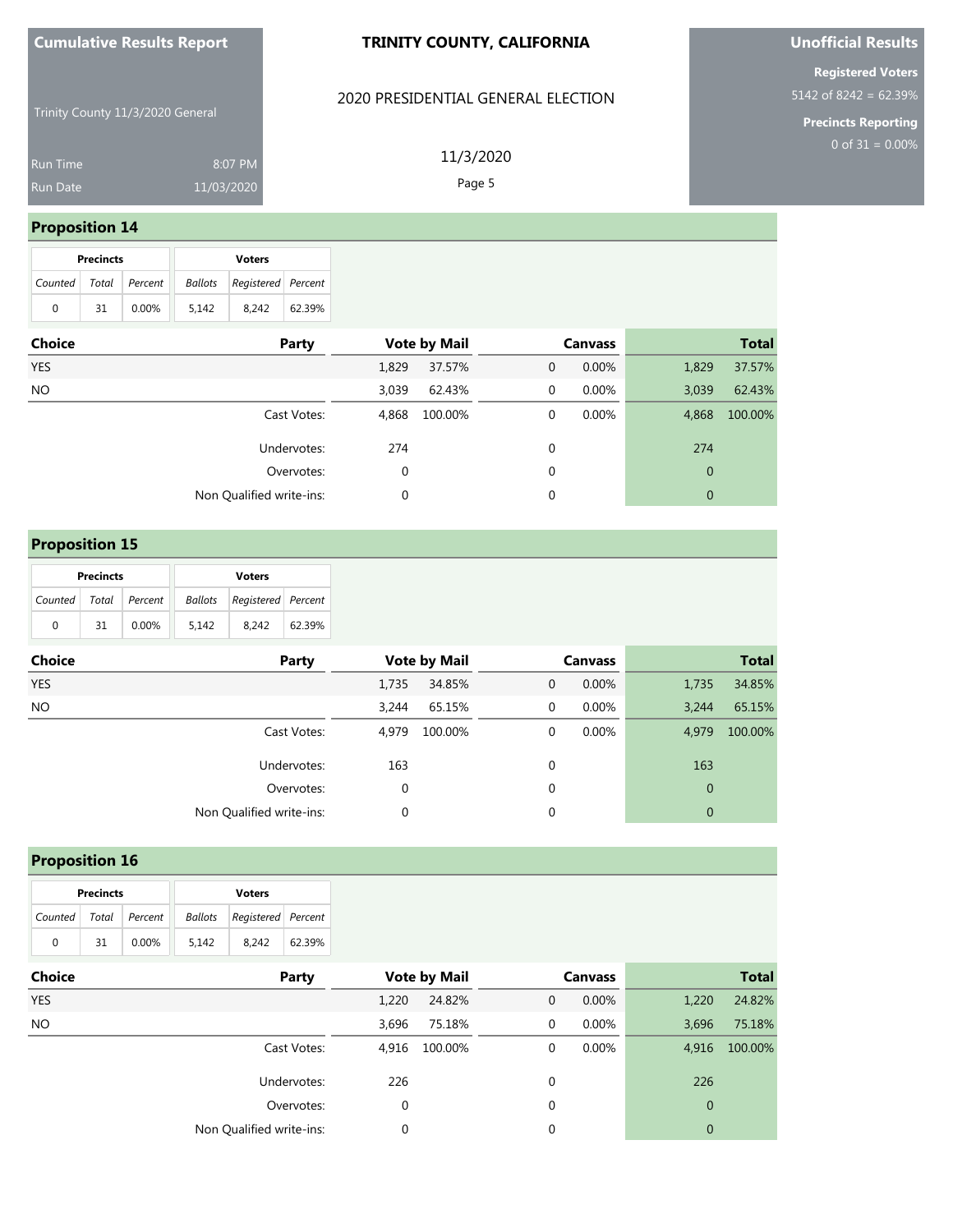**Cumulative Results Report**

Trinity County 11/3/2020 General

Run Time 8:07 PM
Run Date 11/03/2020

**TRINITY COUNTY, CALIFORNIA**

2020 PRESIDENTIAL GENERAL ELECTION

11/3/2020

**Unofficial Results**

**Registered Voters**
5142 of 8242 = 62.39%

**Precincts Reporting**
0 of 31 = 0.00%

## Proposition 14

| Precincts | | | Voters | | |
|---|---|---|---|---|---|
| Counted | Total | Percent | Ballots | Registered | Percent |
| 0 | 31 | 0.00% | 5,142 | 8,242 | 62.39% |

| Choice | Party | Vote by Mail | | Canvass | | Total | |
|---|---|---|---|---|---|---|---|
| YES | | 1,829 | 37.57% | 0 | 0.00% | 1,829 | 37.57% |
| NO | | 3,039 | 62.43% | 0 | 0.00% | 3,039 | 62.43% |
| | Cast Votes: | 4,868 | 100.00% | 0 | 0.00% | 4,868 | 100.00% |
| | Undervotes: | 274 | | 0 | | 274 | |
| | Overvotes: | 0 | | 0 | | 0 | |
| | Non Qualified write-ins: | 0 | | 0 | | 0 | |

## Proposition 15

| Precincts | | | Voters | | |
|---|---|---|---|---|---|
| Counted | Total | Percent | Ballots | Registered | Percent |
| 0 | 31 | 0.00% | 5,142 | 8,242 | 62.39% |

| Choice | Party | Vote by Mail | | Canvass | | Total | |
|---|---|---|---|---|---|---|---|
| YES | | 1,735 | 34.85% | 0 | 0.00% | 1,735 | 34.85% |
| NO | | 3,244 | 65.15% | 0 | 0.00% | 3,244 | 65.15% |
| | Cast Votes: | 4,979 | 100.00% | 0 | 0.00% | 4,979 | 100.00% |
| | Undervotes: | 163 | | 0 | | 163 | |
| | Overvotes: | 0 | | 0 | | 0 | |
| | Non Qualified write-ins: | 0 | | 0 | | 0 | |

## Proposition 16

| Precincts | | | Voters | | |
|---|---|---|---|---|---|
| Counted | Total | Percent | Ballots | Registered | Percent |
| 0 | 31 | 0.00% | 5,142 | 8,242 | 62.39% |

| Choice | Party | Vote by Mail | | Canvass | | Total | |
|---|---|---|---|---|---|---|---|
| YES | | 1,220 | 24.82% | 0 | 0.00% | 1,220 | 24.82% |
| NO | | 3,696 | 75.18% | 0 | 0.00% | 3,696 | 75.18% |
| | Cast Votes: | 4,916 | 100.00% | 0 | 0.00% | 4,916 | 100.00% |
| | Undervotes: | 226 | | 0 | | 226 | |
| | Overvotes: | 0 | | 0 | | 0 | |
| | Non Qualified write-ins: | 0 | | 0 | | 0 | |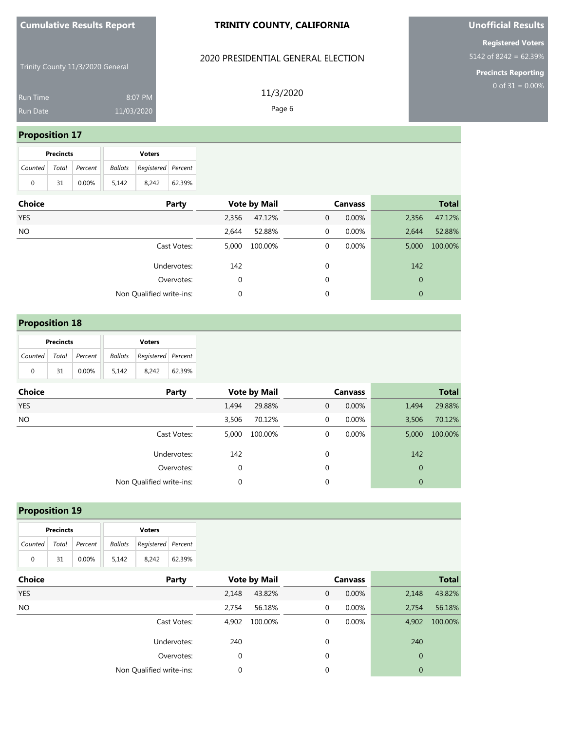**Cumulative Results Report**

Trinity County 11/3/2020 General

Run Time 8:07 PM
Run Date 11/03/2020

**TRINITY COUNTY, CALIFORNIA**

2020 PRESIDENTIAL GENERAL ELECTION

11/3/2020

**Unofficial Results**

**Registered Voters**
5142 of 8242 = 62.39%

**Precincts Reporting**
0 of 31 = 0.00%

## Proposition 17

| Precincts | | | Voters | | |
|---|---|---|---|---|---|
| Counted | Total | Percent | Ballots | Registered | Percent |
| 0 | 31 | 0.00% | 5,142 | 8,242 | 62.39% |

| Choice | Party | Vote by Mail | | Canvass | | Total | |
|---|---|---|---|---|---|---|---|
| YES | | 2,356 | 47.12% | 0 | 0.00% | 2,356 | 47.12% |
| NO | | 2,644 | 52.88% | 0 | 0.00% | 2,644 | 52.88% |
| | Cast Votes: | 5,000 | 100.00% | 0 | 0.00% | 5,000 | 100.00% |
| | Undervotes: | 142 | | 0 | | 142 | |
| | Overvotes: | 0 | | 0 | | 0 | |
| | Non Qualified write-ins: | 0 | | 0 | | 0 | |

## Proposition 18

| Precincts | | | Voters | | |
|---|---|---|---|---|---|
| Counted | Total | Percent | Ballots | Registered | Percent |
| 0 | 31 | 0.00% | 5,142 | 8,242 | 62.39% |

| Choice | Party | Vote by Mail | | Canvass | | Total | |
|---|---|---|---|---|---|---|---|
| YES | | 1,494 | 29.88% | 0 | 0.00% | 1,494 | 29.88% |
| NO | | 3,506 | 70.12% | 0 | 0.00% | 3,506 | 70.12% |
| | Cast Votes: | 5,000 | 100.00% | 0 | 0.00% | 5,000 | 100.00% |
| | Undervotes: | 142 | | 0 | | 142 | |
| | Overvotes: | 0 | | 0 | | 0 | |
| | Non Qualified write-ins: | 0 | | 0 | | 0 | |

## Proposition 19

| Precincts | | | Voters | | |
|---|---|---|---|---|---|
| Counted | Total | Percent | Ballots | Registered | Percent |
| 0 | 31 | 0.00% | 5,142 | 8,242 | 62.39% |

| Choice | Party | Vote by Mail | | Canvass | | Total | |
|---|---|---|---|---|---|---|---|
| YES | | 2,148 | 43.82% | 0 | 0.00% | 2,148 | 43.82% |
| NO | | 2,754 | 56.18% | 0 | 0.00% | 2,754 | 56.18% |
| | Cast Votes: | 4,902 | 100.00% | 0 | 0.00% | 4,902 | 100.00% |
| | Undervotes: | 240 | | 0 | | 240 | |
| | Overvotes: | 0 | | 0 | | 0 | |
| | Non Qualified write-ins: | 0 | | 0 | | 0 | |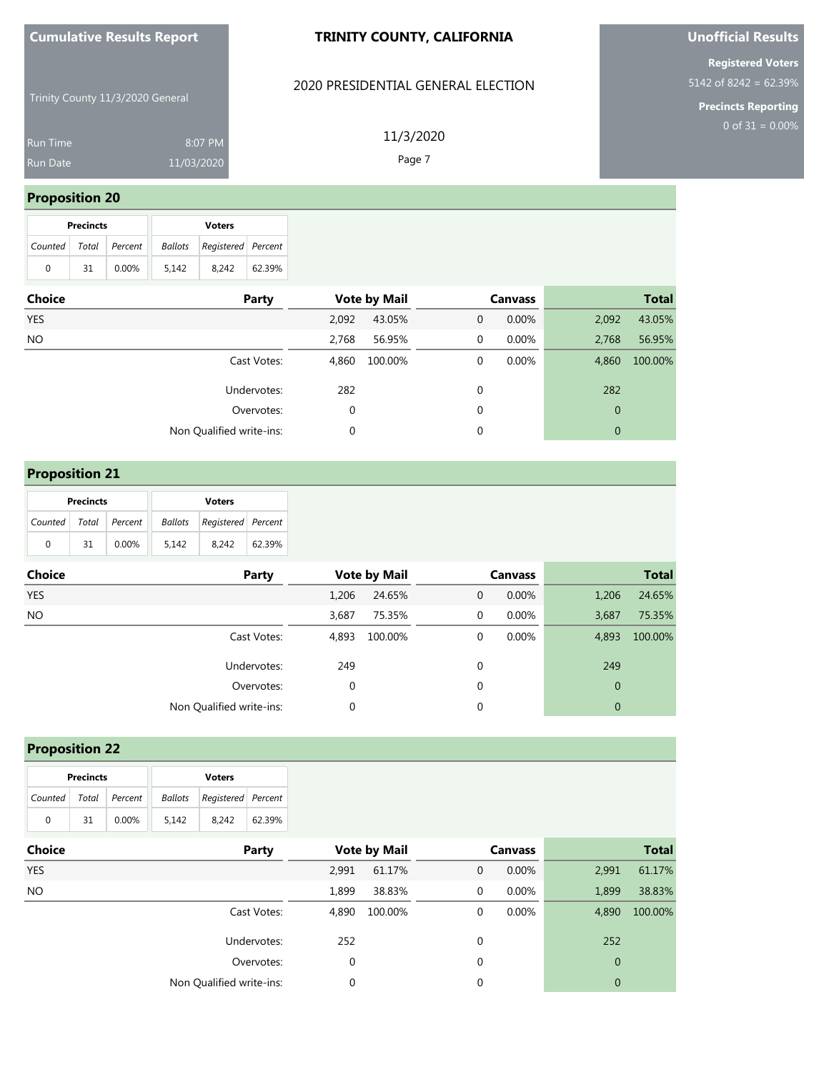**Cumulative Results Report**

Trinity County 11/3/2020 General

Run Time 8:07 PM

Run Date 11/03/2020

**TRINITY COUNTY, CALIFORNIA**

2020 PRESIDENTIAL GENERAL ELECTION

11/3/2020

**Unofficial Results**

**Registered Voters**

5142 of 8242 = 62.39%

**Precincts Reporting**

0 of 31 = 0.00%

## Proposition 20

| Precincts | | | Voters | | |
|---|---|---|---|---|---|
| Counted | Total | Percent | Ballots | Registered | Percent |
| 0 | 31 | 0.00% | 5,142 | 8,242 | 62.39% |

| Choice | Party | Vote by Mail | | Canvass | | Total | |
|---|---|---|---|---|---|---|---|
| YES | | 2,092 | 43.05% | 0 | 0.00% | 2,092 | 43.05% |
| NO | | 2,768 | 56.95% | 0 | 0.00% | 2,768 | 56.95% |
| | Cast Votes: | 4,860 | 100.00% | 0 | 0.00% | 4,860 | 100.00% |
| | Undervotes: | 282 | | 0 | | 282 | |
| | Overvotes: | 0 | | 0 | | 0 | |
| | Non Qualified write-ins: | 0 | | 0 | | 0 | |

## Proposition 21

| Precincts | | | Voters | | |
|---|---|---|---|---|---|
| Counted | Total | Percent | Ballots | Registered | Percent |
| 0 | 31 | 0.00% | 5,142 | 8,242 | 62.39% |

| Choice | Party | Vote by Mail | | Canvass | | Total | |
|---|---|---|---|---|---|---|---|
| YES | | 1,206 | 24.65% | 0 | 0.00% | 1,206 | 24.65% |
| NO | | 3,687 | 75.35% | 0 | 0.00% | 3,687 | 75.35% |
| | Cast Votes: | 4,893 | 100.00% | 0 | 0.00% | 4,893 | 100.00% |
| | Undervotes: | 249 | | 0 | | 249 | |
| | Overvotes: | 0 | | 0 | | 0 | |
| | Non Qualified write-ins: | 0 | | 0 | | 0 | |

## Proposition 22

| Precincts | | | Voters | | |
|---|---|---|---|---|---|
| Counted | Total | Percent | Ballots | Registered | Percent |
| 0 | 31 | 0.00% | 5,142 | 8,242 | 62.39% |

| Choice | Party | Vote by Mail | | Canvass | | Total | |
|---|---|---|---|---|---|---|---|
| YES | | 2,991 | 61.17% | 0 | 0.00% | 2,991 | 61.17% |
| NO | | 1,899 | 38.83% | 0 | 0.00% | 1,899 | 38.83% |
| | Cast Votes: | 4,890 | 100.00% | 0 | 0.00% | 4,890 | 100.00% |
| | Undervotes: | 252 | | 0 | | 252 | |
| | Overvotes: | 0 | | 0 | | 0 | |
| | Non Qualified write-ins: | 0 | | 0 | | 0 | |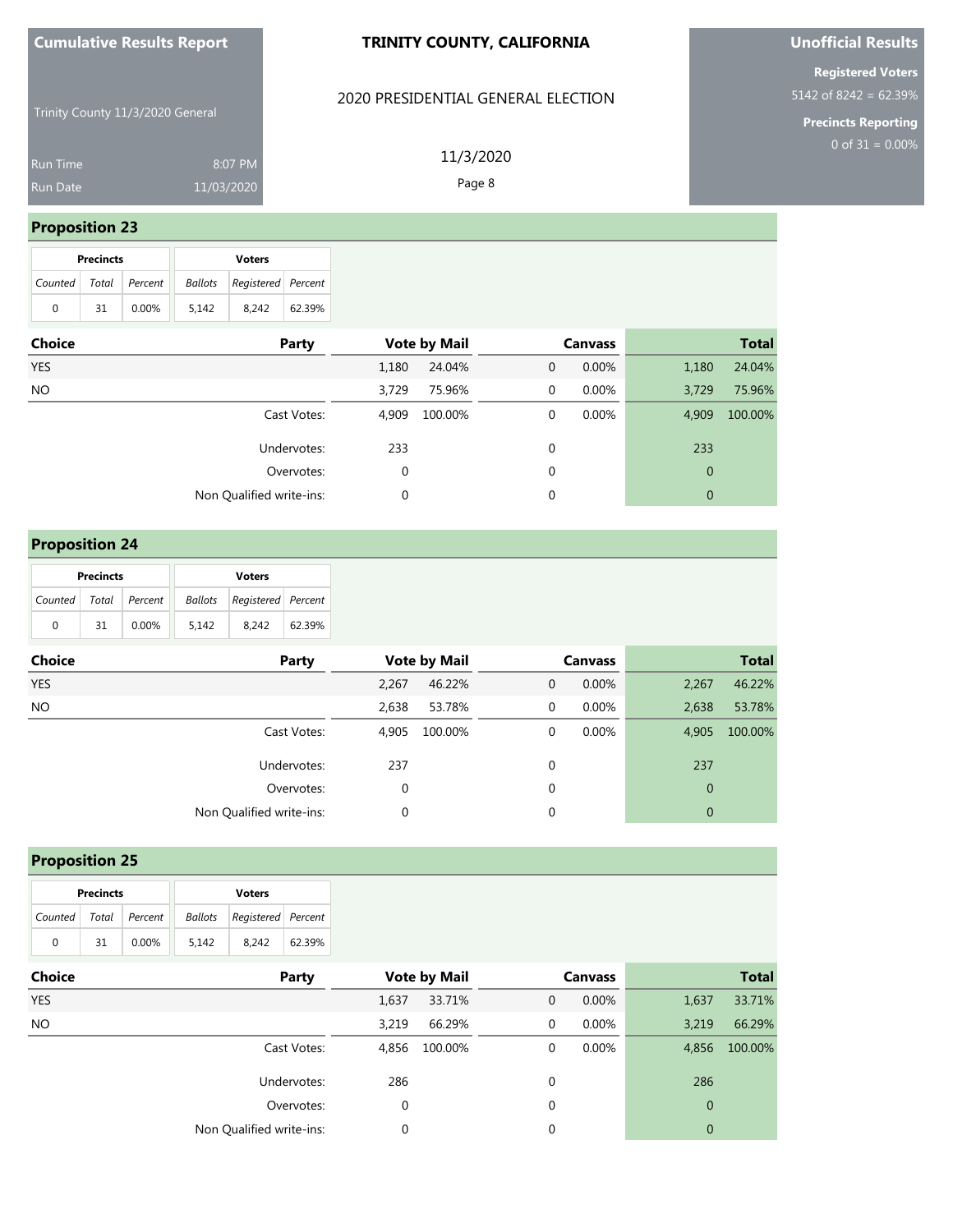Cumulative Results Report

Trinity County 11/3/2020 General

Run Time 8:07 PM
Run Date 11/03/2020

**TRINITY COUNTY, CALIFORNIA**

2020 PRESIDENTIAL GENERAL ELECTION

11/3/2020

**Unofficial Results**

**Registered Voters**
5142 of 8242 = 62.39%

**Precincts Reporting**
0 of 31 = 0.00%

## Proposition 23

| Precincts | | | Voters | | |
|---|---|---|---|---|---|
| Counted | Total | Percent | Ballots | Registered | Percent |
| 0 | 31 | 0.00% | 5,142 | 8,242 | 62.39% |

| Choice | Party | Vote by Mail | | Canvass | | Total | |
|---|---|---|---|---|---|---|---|
| YES | | 1,180 | 24.04% | 0 | 0.00% | 1,180 | 24.04% |
| NO | | 3,729 | 75.96% | 0 | 0.00% | 3,729 | 75.96% |
| | Cast Votes: | 4,909 | 100.00% | 0 | 0.00% | 4,909 | 100.00% |
| | Undervotes: | 233 | | 0 | | 233 | |
| | Overvotes: | 0 | | 0 | | 0 | |
| | Non Qualified write-ins: | 0 | | 0 | | 0 | |

## Proposition 24

| Precincts | | | Voters | | |
|---|---|---|---|---|---|
| Counted | Total | Percent | Ballots | Registered | Percent |
| 0 | 31 | 0.00% | 5,142 | 8,242 | 62.39% |

| Choice | Party | Vote by Mail | | Canvass | | Total | |
|---|---|---|---|---|---|---|---|
| YES | | 2,267 | 46.22% | 0 | 0.00% | 2,267 | 46.22% |
| NO | | 2,638 | 53.78% | 0 | 0.00% | 2,638 | 53.78% |
| | Cast Votes: | 4,905 | 100.00% | 0 | 0.00% | 4,905 | 100.00% |
| | Undervotes: | 237 | | 0 | | 237 | |
| | Overvotes: | 0 | | 0 | | 0 | |
| | Non Qualified write-ins: | 0 | | 0 | | 0 | |

## Proposition 25

| Precincts | | | Voters | | |
|---|---|---|---|---|---|
| Counted | Total | Percent | Ballots | Registered | Percent |
| 0 | 31 | 0.00% | 5,142 | 8,242 | 62.39% |

| Choice | Party | Vote by Mail | | Canvass | | Total | |
|---|---|---|---|---|---|---|---|
| YES | | 1,637 | 33.71% | 0 | 0.00% | 1,637 | 33.71% |
| NO | | 3,219 | 66.29% | 0 | 0.00% | 3,219 | 66.29% |
| | Cast Votes: | 4,856 | 100.00% | 0 | 0.00% | 4,856 | 100.00% |
| | Undervotes: | 286 | | 0 | | 286 | |
| | Overvotes: | 0 | | 0 | | 0 | |
| | Non Qualified write-ins: | 0 | | 0 | | 0 | |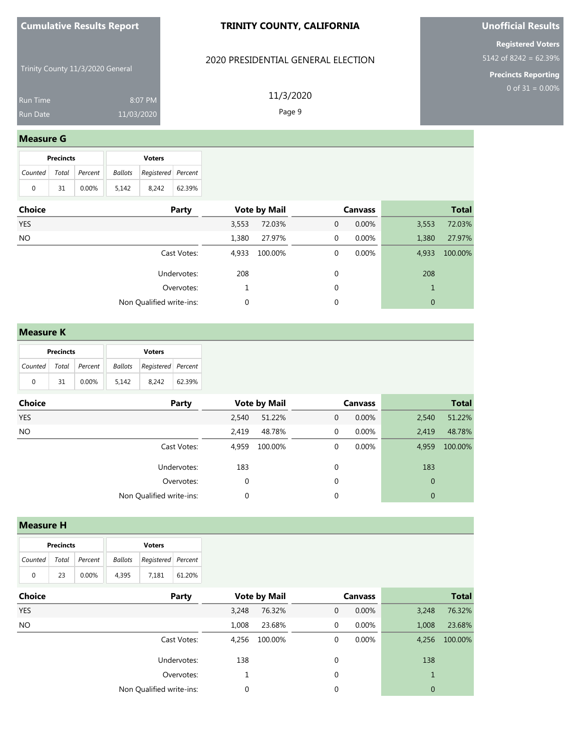**Cumulative Results Report**

Trinity County 11/3/2020 General

Run Time 8:07 PM
Run Date 11/03/2020

**TRINITY COUNTY, CALIFORNIA**

2020 PRESIDENTIAL GENERAL ELECTION

11/3/2020

**Unofficial Results**

**Registered Voters**
5142 of 8242 = 62.39%

**Precincts Reporting**
0 of 31 = 0.00%

## Measure G

| Precincts | | | Voters | | |
|---|---|---|---|---|---|
| Counted | Total | Percent | Ballots | Registered | Percent |
| 0 | 31 | 0.00% | 5,142 | 8,242 | 62.39% |

| Choice | Party | Vote by Mail | | Canvass | | Total | |
|---|---|---|---|---|---|---|---|
| YES | | 3,553 | 72.03% | 0 | 0.00% | 3,553 | 72.03% |
| NO | | 1,380 | 27.97% | 0 | 0.00% | 1,380 | 27.97% |
| | Cast Votes: | 4,933 | 100.00% | 0 | 0.00% | 4,933 | 100.00% |
| | Undervotes: | 208 | | 0 | | 208 | |
| | Overvotes: | 1 | | 0 | | 1 | |
| | Non Qualified write-ins: | 0 | | 0 | | 0 | |

## Measure K

| Precincts | | | Voters | | |
|---|---|---|---|---|---|
| Counted | Total | Percent | Ballots | Registered | Percent |
| 0 | 31 | 0.00% | 5,142 | 8,242 | 62.39% |

| Choice | Party | Vote by Mail | | Canvass | | Total | |
|---|---|---|---|---|---|---|---|
| YES | | 2,540 | 51.22% | 0 | 0.00% | 2,540 | 51.22% |
| NO | | 2,419 | 48.78% | 0 | 0.00% | 2,419 | 48.78% |
| | Cast Votes: | 4,959 | 100.00% | 0 | 0.00% | 4,959 | 100.00% |
| | Undervotes: | 183 | | 0 | | 183 | |
| | Overvotes: | 0 | | 0 | | 0 | |
| | Non Qualified write-ins: | 0 | | 0 | | 0 | |

## Measure H

| Precincts | | | Voters | | |
|---|---|---|---|---|---|
| Counted | Total | Percent | Ballots | Registered | Percent |
| 0 | 23 | 0.00% | 4,395 | 7,181 | 61.20% |

| Choice | Party | Vote by Mail | | Canvass | | Total | |
|---|---|---|---|---|---|---|---|
| YES | | 3,248 | 76.32% | 0 | 0.00% | 3,248 | 76.32% |
| NO | | 1,008 | 23.68% | 0 | 0.00% | 1,008 | 23.68% |
| | Cast Votes: | 4,256 | 100.00% | 0 | 0.00% | 4,256 | 100.00% |
| | Undervotes: | 138 | | 0 | | 138 | |
| | Overvotes: | 1 | | 0 | | 1 | |
| | Non Qualified write-ins: | 0 | | 0 | | 0 | |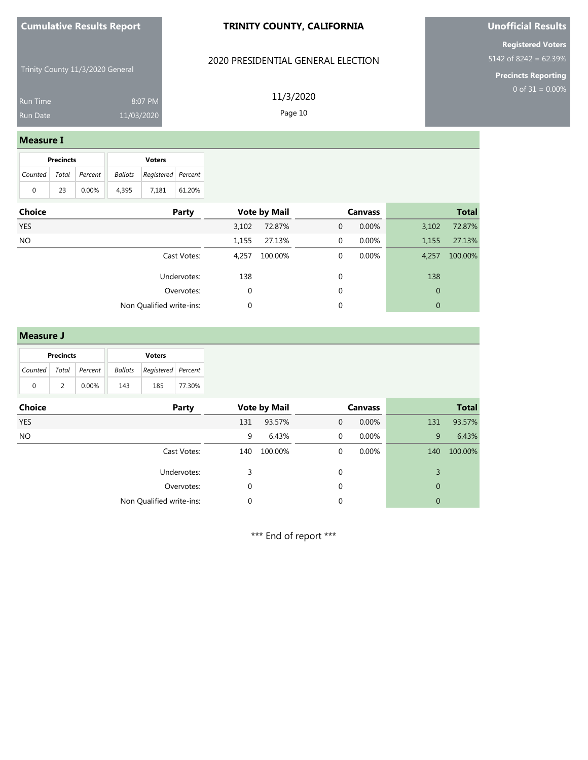**Cumulative Results Report**

Trinity County 11/3/2020 General

Run Time 8:07 PM
Run Date 11/03/2020

**TRINITY COUNTY, CALIFORNIA**

2020 PRESIDENTIAL GENERAL ELECTION

11/3/2020

**Unofficial Results**

**Registered Voters**
5142 of 8242 = 62.39%

**Precincts Reporting**
0 of 31 = 0.00%

## Measure I

| Precincts | | | Voters | | |
|---|---|---|---|---|---|
| *Counted* | *Total* | *Percent* | *Ballots* | *Registered* | *Percent* |
| 0 | 23 | 0.00% | 4,395 | 7,181 | 61.20% |

| Choice | Party | Vote by Mail | | Canvass | | Total | |
|---|---|---|---|---|---|---|---|
| YES | | 3,102 | 72.87% | 0 | 0.00% | 3,102 | 72.87% |
| NO | | 1,155 | 27.13% | 0 | 0.00% | 1,155 | 27.13% |
| | Cast Votes: | 4,257 | 100.00% | 0 | 0.00% | 4,257 | 100.00% |
| | Undervotes: | 138 | | 0 | | 138 | |
| | Overvotes: | 0 | | 0 | | 0 | |
| | Non Qualified write-ins: | 0 | | 0 | | 0 | |

## Measure J

| Precincts | | | Voters | | |
|---|---|---|---|---|---|
| *Counted* | *Total* | *Percent* | *Ballots* | *Registered* | *Percent* |
| 0 | 2 | 0.00% | 143 | 185 | 77.30% |

| Choice | Party | Vote by Mail | | Canvass | | Total | |
|---|---|---|---|---|---|---|---|
| YES | | 131 | 93.57% | 0 | 0.00% | 131 | 93.57% |
| NO | | 9 | 6.43% | 0 | 0.00% | 9 | 6.43% |
| | Cast Votes: | 140 | 100.00% | 0 | 0.00% | 140 | 100.00% |
| | Undervotes: | 3 | | 0 | | 3 | |
| | Overvotes: | 0 | | 0 | | 0 | |
| | Non Qualified write-ins: | 0 | | 0 | | 0 | |

*** End of report ***